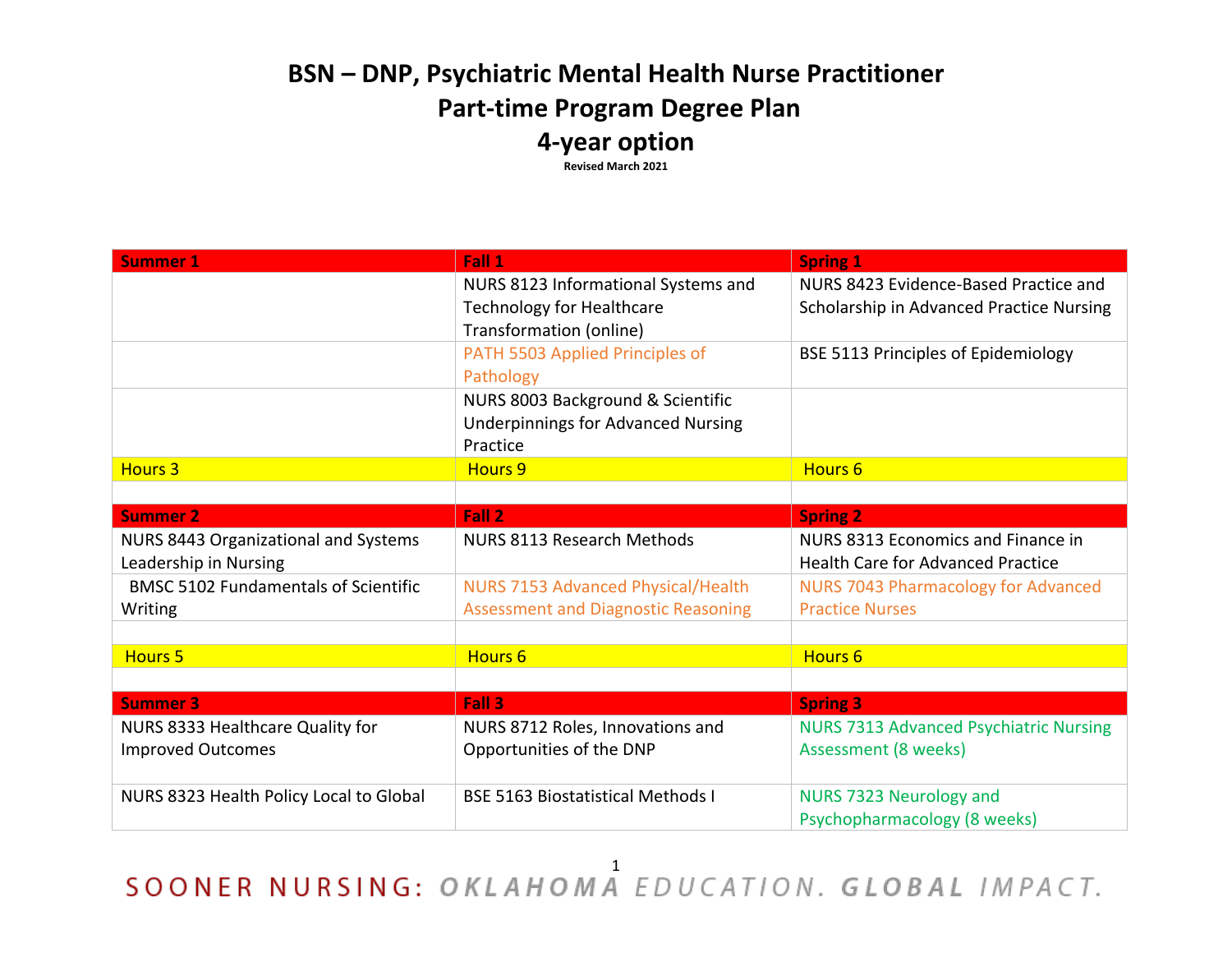# BSN – DNP, Psychiatric Mental Health Nurse Practitioner
## Part-time Program Degree Plan
## 4-year option

**Revised March 2021**

| Summer 1 | Fall 1 | Spring 1 |
|---|---|---|
| | NURS 8123 Informational Systems and Technology for Healthcare Transformation (online) | NURS 8423 Evidence-Based Practice and Scholarship in Advanced Practice Nursing |
| | PATH 5503 Applied Principles of Pathology | BSE 5113 Principles of Epidemiology |
| | NURS 8003 Background & Scientific Underpinnings for Advanced Nursing Practice | |
| Hours 3 | Hours 9 | Hours 6 |
| | | |
| **Summer 2** | **Fall 2** | **Spring 2** |
| NURS 8443 Organizational and Systems Leadership in Nursing | NURS 8113 Research Methods | NURS 8313 Economics and Finance in Health Care for Advanced Practice |
| BMSC 5102 Fundamentals of Scientific Writing | NURS 7153 Advanced Physical/Health Assessment and Diagnostic Reasoning | NURS 7043 Pharmacology for Advanced Practice Nurses |
| | | |
| Hours 5 | Hours 6 | Hours 6 |
| | | |
| **Summer 3** | **Fall 3** | **Spring 3** |
| NURS 8333 Healthcare Quality for Improved Outcomes | NURS 8712 Roles, Innovations and Opportunities of the DNP | NURS 7313 Advanced Psychiatric Nursing Assessment (8 weeks) |
| NURS 8323 Health Policy Local to Global | BSE 5163 Biostatistical Methods I | NURS 7323 Neurology and Psychopharmacology (8 weeks) |

SOONER NURSING: OKLAHOMA EDUCATION. GLOBAL IMPACT.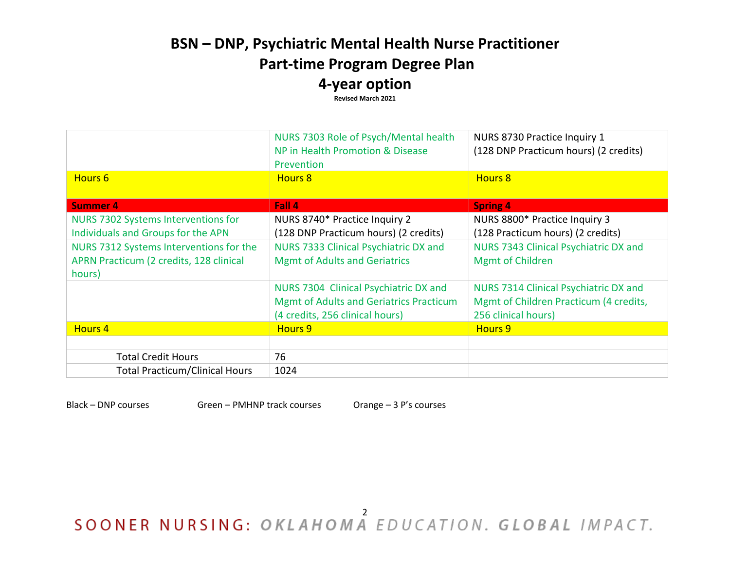# BSN – DNP, Psychiatric Mental Health Nurse Practitioner

# Part-time Program Degree Plan

# 4-year option

**Revised March 2021**

| | | |
|---|---|---|
| | NURS 7303 Role of Psych/Mental health NP in Health Promotion & Disease Prevention | NURS 8730 Practice Inquiry 1 (128 DNP Practicum hours) (2 credits) |
| Hours 6 | Hours 8 | Hours 8 |
| **Summer 4** | **Fall 4** | **Spring 4** |
| NURS 7302 Systems Interventions for Individuals and Groups for the APN | NURS 8740* Practice Inquiry 2 (128 DNP Practicum hours) (2 credits) | NURS 8800* Practice Inquiry 3 (128 Practicum hours) (2 credits) |
| NURS 7312 Systems Interventions for the APRN Practicum (2 credits, 128 clinical hours) | NURS 7333 Clinical Psychiatric DX and Mgmt of Adults and Geriatrics | NURS 7343 Clinical Psychiatric DX and Mgmt of Children |
| | NURS 7304 Clinical Psychiatric DX and Mgmt of Adults and Geriatrics Practicum (4 credits, 256 clinical hours) | NURS 7314 Clinical Psychiatric DX and Mgmt of Children Practicum (4 credits, 256 clinical hours) |
| Hours 4 | Hours 9 | Hours 9 |
| | | |
| Total Credit Hours | 76 | |
| Total Practicum/Clinical Hours | 1024 | |

Black – DNP courses    Green – PMHNP track courses    Orange – 3 P's courses

SOONER NURSING: OKLAHOMA EDUCATION. GLOBAL IMPACT.